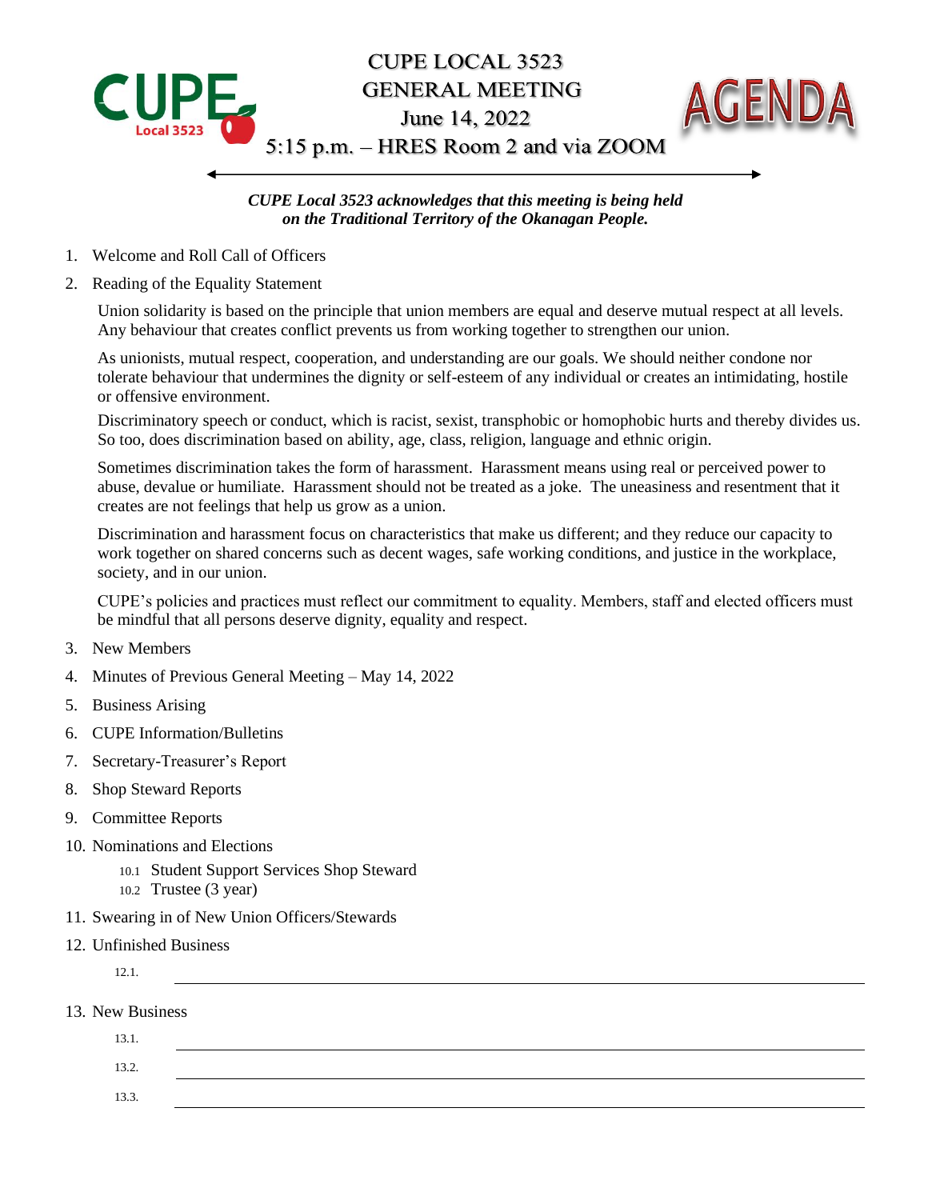# CUPE LOCAL 3523
## GENERAL MEETING
## June 14, 2022
## 5:15 p.m. – HRES Room 2 and via ZOOM

CUPE Local 3523

AGENDA

***CUPE Local 3523 acknowledges that this meeting is being held on the Traditional Territory of the Okanagan People.***

1. Welcome and Roll Call of Officers
2. Reading of the Equality Statement

   Union solidarity is based on the principle that union members are equal and deserve mutual respect at all levels. Any behaviour that creates conflict prevents us from working together to strengthen our union.

   As unionists, mutual respect, cooperation, and understanding are our goals. We should neither condone nor tolerate behaviour that undermines the dignity or self-esteem of any individual or creates an intimidating, hostile or offensive environment.

   Discriminatory speech or conduct, which is racist, sexist, transphobic or homophobic hurts and thereby divides us. So too, does discrimination based on ability, age, class, religion, language and ethnic origin.

   Sometimes discrimination takes the form of harassment. Harassment means using real or perceived power to abuse, devalue or humiliate. Harassment should not be treated as a joke. The uneasiness and resentment that it creates are not feelings that help us grow as a union.

   Discrimination and harassment focus on characteristics that make us different; and they reduce our capacity to work together on shared concerns such as decent wages, safe working conditions, and justice in the workplace, society, and in our union.

   CUPE's policies and practices must reflect our commitment to equality. Members, staff and elected officers must be mindful that all persons deserve dignity, equality and respect.

3. New Members
4. Minutes of Previous General Meeting – May 14, 2022
5. Business Arising
6. CUPE Information/Bulletins
7. Secretary-Treasurer's Report
8. Shop Steward Reports
9. Committee Reports
10. Nominations and Elections
    - 10.1 Student Support Services Shop Steward
    - 10.2 Trustee (3 year)
11. Swearing in of New Union Officers/Stewards
12. Unfinished Business
    - 12.1. \_\_\_\_\_\_\_\_\_\_\_\_\_\_\_\_\_\_\_\_
13. New Business
    - 13.1. \_\_\_\_\_\_\_\_\_\_\_\_\_\_\_\_\_\_\_\_
    - 13.2. \_\_\_\_\_\_\_\_\_\_\_\_\_\_\_\_\_\_\_\_
    - 13.3. \_\_\_\_\_\_\_\_\_\_\_\_\_\_\_\_\_\_\_\_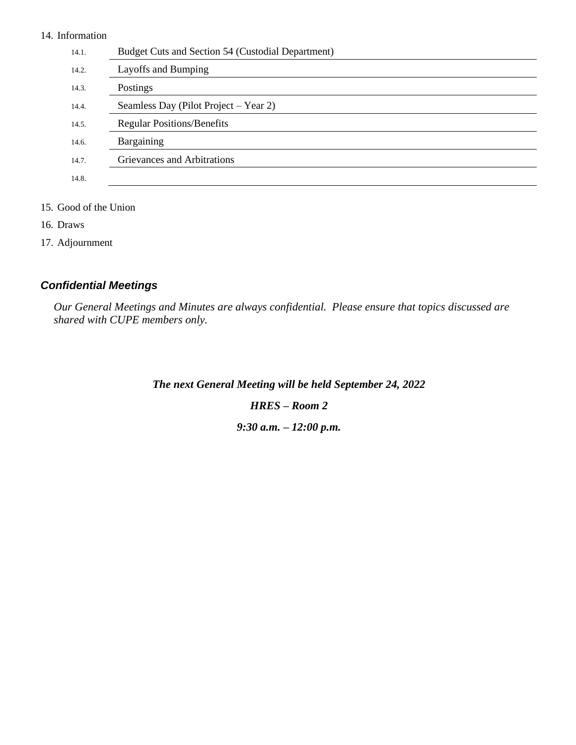14. Information
    - 14.1. Budget Cuts and Section 54 (Custodial Department)
    - 14.2. Layoffs and Bumping
    - 14.3. Postings
    - 14.4. Seamless Day (Pilot Project – Year 2)
    - 14.5. Regular Positions/Benefits
    - 14.6. Bargaining
    - 14.7. Grievances and Arbitrations
    - 14.8.
15. Good of the Union
16. Draws
17. Adjournment

### *Confidential Meetings*

*Our General Meetings and Minutes are always confidential. Please ensure that topics discussed are shared with CUPE members only.*

***The next General Meeting will be held September 24, 2022***

***HRES – Room 2***

***9:30 a.m. – 12:00 p.m.***